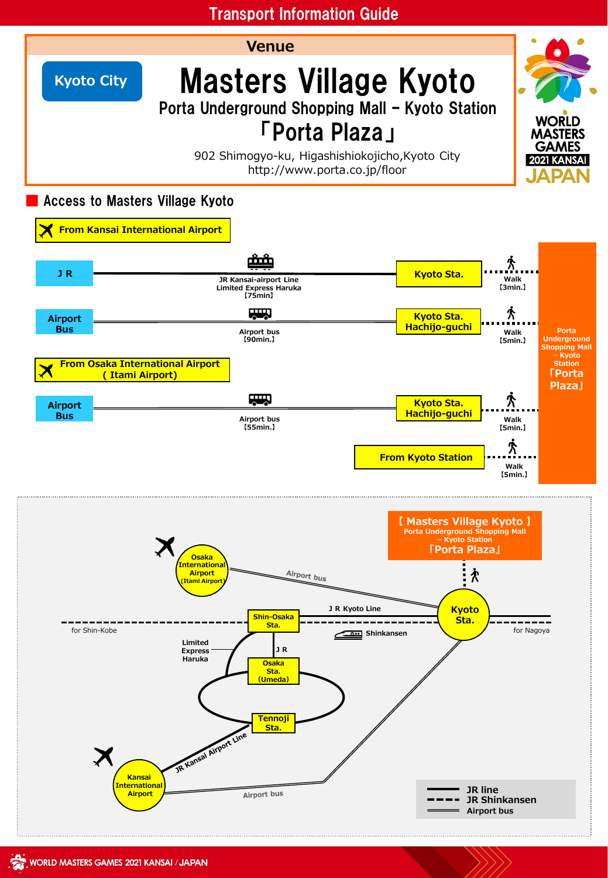# Transport Information Guide

## Venue

**Kyoto City**

# Masters Village Kyoto

### Porta Underground Shopping Mall – Kyoto Station

### 「Porta Plaza」

902 Shimogyo-ku, Higashishiokojicho,Kyoto City
http://www.porta.co.jp/floor

WORLD MASTERS GAMES 2021 KANSAI JAPAN

## Access to Masters Village Kyoto

### From Kansai International Airport

- **J R** — JR Kansai-airport Line Limited Express Haruka【75min】 → **Kyoto Sta.** → Walk【3min.】 → Porta Underground Shopping Mall – Kyoto Station 「Porta Plaza」
- **Airport Bus** — Airport bus【90min.】 → **Kyoto Sta. Hachijo-guchi** → Walk【5min.】 → Porta Underground Shopping Mall – Kyoto Station 「Porta Plaza」

### From Osaka International Airport ( Itami Airport)

- **Airport Bus** — Airport bus【55min.】 → **Kyoto Sta. Hachijo-guchi** → Walk【5min.】 → Porta Underground Shopping Mall – Kyoto Station 「Porta Plaza」

### From Kyoto Station

- Walk【5min.】 → Porta Underground Shopping Mall – Kyoto Station 「Porta Plaza」

---

【 Masters Village Kyoto 】
Porta Underground Shopping Mall – Kyoto Station
「Porta Plaza」

Osaka International Airport (Itami Airport) — Airport bus — Kyoto Sta.

for Shin-Kobe — Shin-Osaka Sta. — J R Kyoto Line — Kyoto Sta. — for Nagoya

Shinkansen

Limited Express Haruka

J R

Osaka Sta. (Umeda)

Tennoji Sta.

JR Kansai Airport Line

Kansai International Airport — Airport bus

- JR line
- JR Shinkansen
- Airport bus

WORLD MASTERS GAMES 2021 KANSAI / JAPAN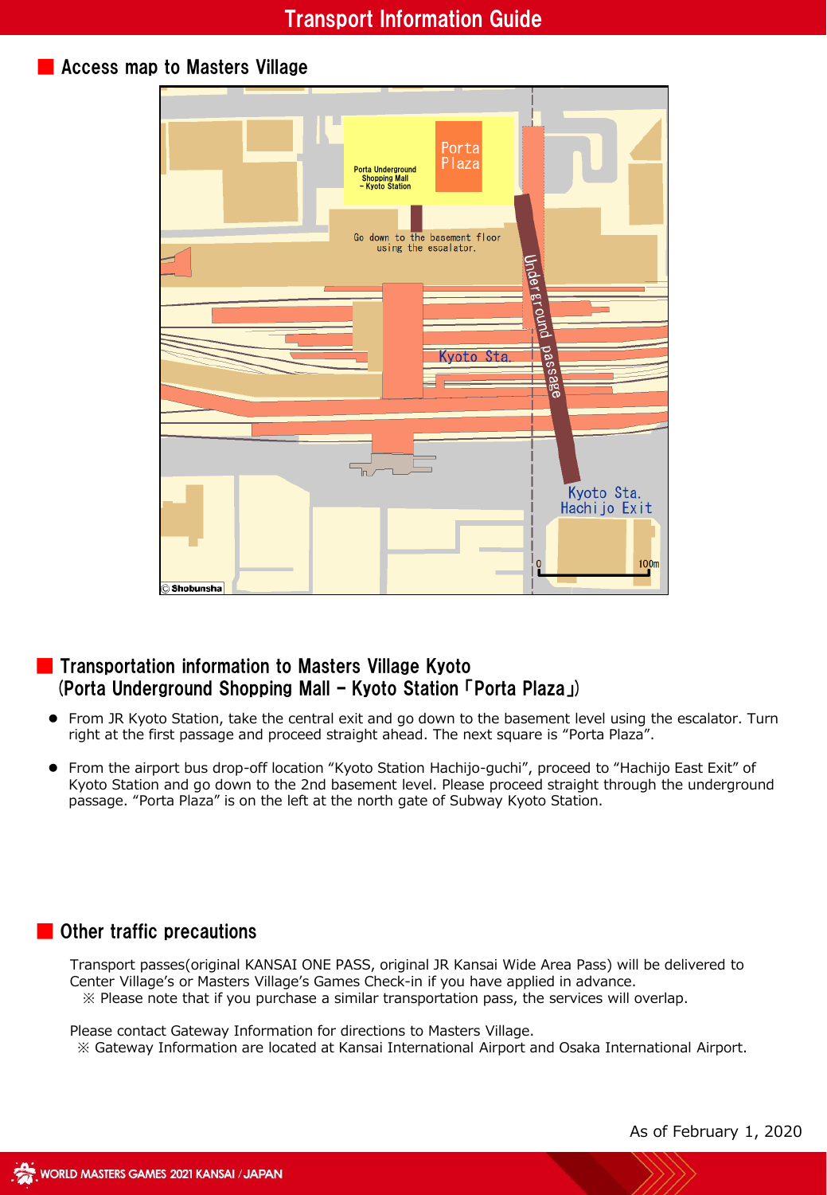# Transport Information Guide

## Access map to Masters Village

Porta Plaza

Porta Underground Shopping Mall – Kyoto Station

Go down to the basement floor using the escalator.

Underground passage

Kyoto Sta.

Kyoto Sta. Hachijo Exit

0

100m

© Shobunsha

## Transportation information to Masters Village Kyoto (Porta Underground Shopping Mall – Kyoto Station「Porta Plaza」)

- From JR Kyoto Station, take the central exit and go down to the basement level using the escalator. Turn right at the first passage and proceed straight ahead. The next square is "Porta Plaza".
- From the airport bus drop-off location "Kyoto Station Hachijo-guchi", proceed to "Hachijo East Exit" of Kyoto Station and go down to the 2nd basement level. Please proceed straight through the underground passage. "Porta Plaza" is on the left at the north gate of Subway Kyoto Station.

## Other traffic precautions

Transport passes(original KANSAI ONE PASS, original JR Kansai Wide Area Pass) will be delivered to Center Village's or Masters Village's Games Check-in if you have applied in advance.
※ Please note that if you purchase a similar transportation pass, the services will overlap.

Please contact Gateway Information for directions to Masters Village.
※ Gateway Information are located at Kansai International Airport and Osaka International Airport.

As of February 1, 2020